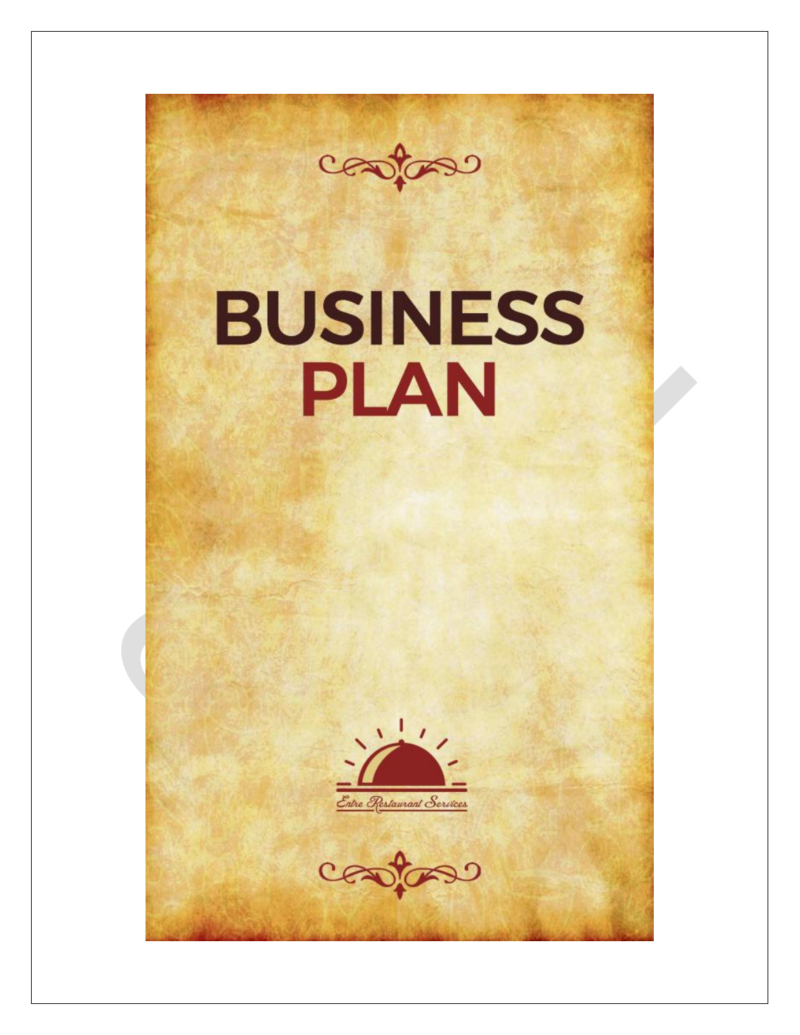# BUSINESS PLAN

Entre Restaurant Services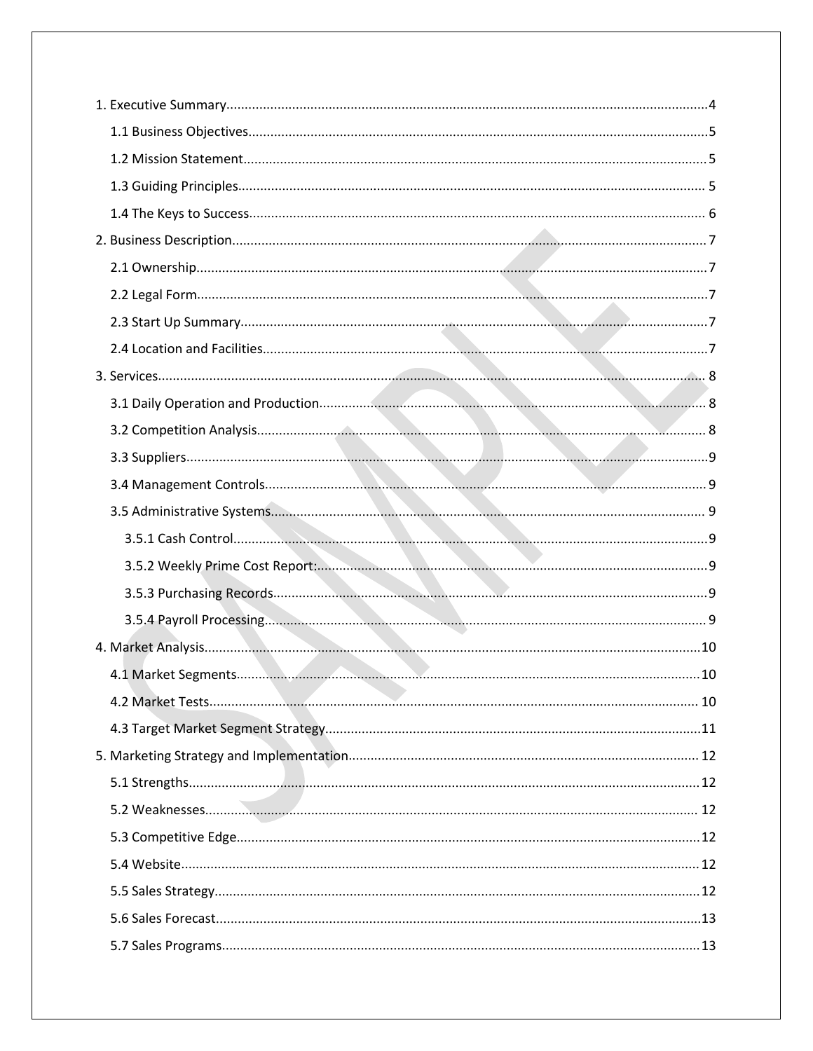1. Executive Summary....................................................4
   - 1.1 Business Objectives....................................................5
   - 1.2 Mission Statement....................................................5
   - 1.3 Guiding Principles....................................................5
   - 1.4 The Keys to Success....................................................6
2. Business Description....................................................7
   - 2.1 Ownership....................................................7
   - 2.2 Legal Form....................................................7
   - 2.3 Start Up Summary....................................................7
   - 2.4 Location and Facilities....................................................7
3. Services....................................................8
   - 3.1 Daily Operation and Production....................................................8
   - 3.2 Competition Analysis....................................................8
   - 3.3 Suppliers....................................................9
   - 3.4 Management Controls....................................................9
   - 3.5 Administrative Systems....................................................9
     - 3.5.1 Cash Control....................................................9
     - 3.5.2 Weekly Prime Cost Report:....................................................9
     - 3.5.3 Purchasing Records....................................................9
     - 3.5.4 Payroll Processing....................................................9
4. Market Analysis....................................................10
   - 4.1 Market Segments....................................................10
   - 4.2 Market Tests....................................................10
   - 4.3 Target Market Segment Strategy....................................................11
5. Marketing Strategy and Implementation....................................................12
   - 5.1 Strengths....................................................12
   - 5.2 Weaknesses....................................................12
   - 5.3 Competitive Edge....................................................12
   - 5.4 Website....................................................12
   - 5.5 Sales Strategy....................................................12
   - 5.6 Sales Forecast....................................................13
   - 5.7 Sales Programs....................................................13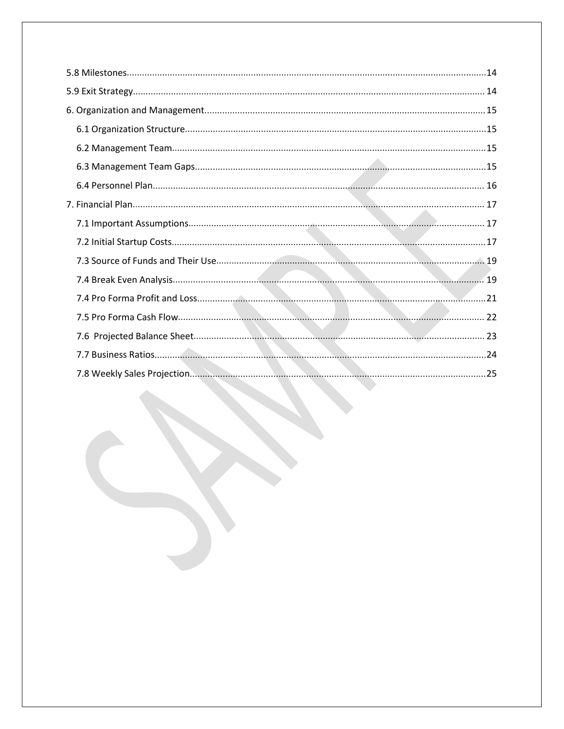5.8 Milestones.......................................................14

5.9 Exit Strategy....................................................14

6. Organization and Management.......................................15

- 6.1 Organization Structure.........................................15
- 6.2 Management Team................................................15
- 6.3 Management Team Gaps...........................................15
- 6.4 Personnel Plan.................................................16

7. Financial Plan....................................................17

- 7.1 Important Assumptions..........................................17
- 7.2 Initial Startup Costs..........................................17
- 7.3 Source of Funds and Their Use..................................19
- 7.4 Break Even Analysis............................................19
- 7.4 Pro Forma Profit and Loss......................................21
- 7.5 Pro Forma Cash Flow............................................22
- 7.6 Projected Balance Sheet........................................23
- 7.7 Business Ratios................................................24
- 7.8 Weekly Sales Projection........................................25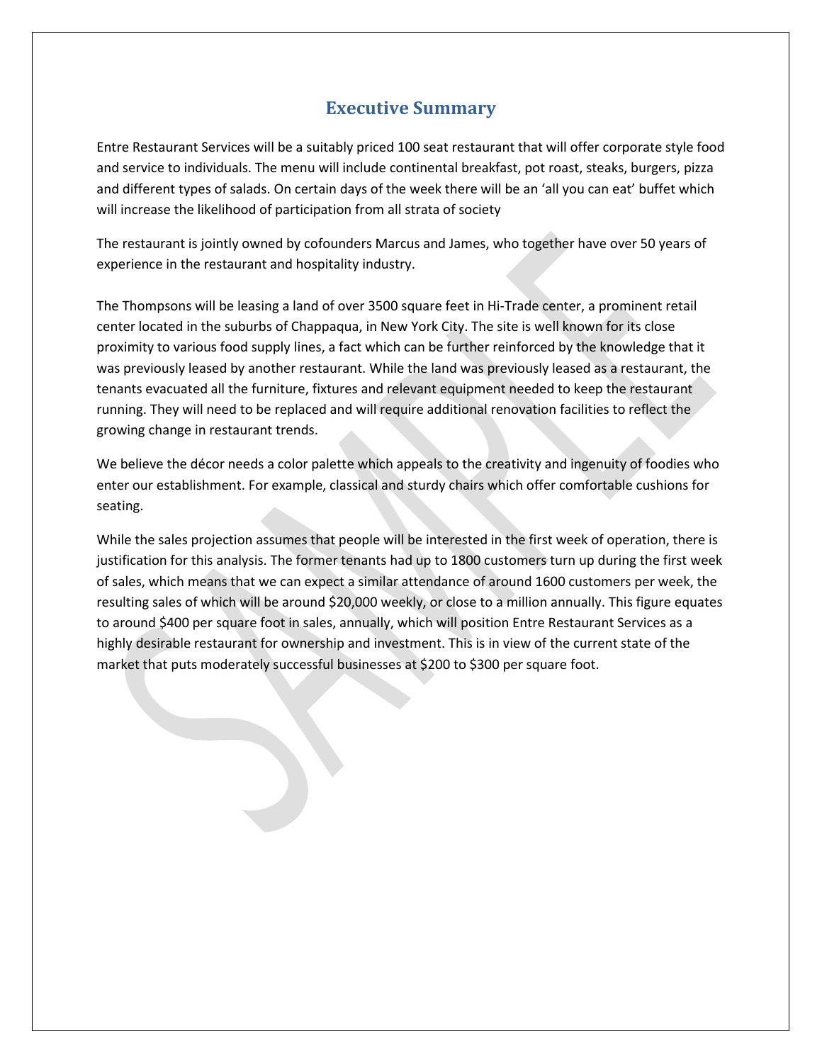# Executive Summary

Entre Restaurant Services will be a suitably priced 100 seat restaurant that will offer corporate style food and service to individuals. The menu will include continental breakfast, pot roast, steaks, burgers, pizza and different types of salads. On certain days of the week there will be an 'all you can eat' buffet which will increase the likelihood of participation from all strata of society

The restaurant is jointly owned by cofounders Marcus and James, who together have over 50 years of experience in the restaurant and hospitality industry.

The Thompsons will be leasing a land of over 3500 square feet in Hi-Trade center, a prominent retail center located in the suburbs of Chappaqua, in New York City. The site is well known for its close proximity to various food supply lines, a fact which can be further reinforced by the knowledge that it was previously leased by another restaurant. While the land was previously leased as a restaurant, the tenants evacuated all the furniture, fixtures and relevant equipment needed to keep the restaurant running. They will need to be replaced and will require additional renovation facilities to reflect the growing change in restaurant trends.

We believe the décor needs a color palette which appeals to the creativity and ingenuity of foodies who enter our establishment. For example, classical and sturdy chairs which offer comfortable cushions for seating.

While the sales projection assumes that people will be interested in the first week of operation, there is justification for this analysis. The former tenants had up to 1800 customers turn up during the first week of sales, which means that we can expect a similar attendance of around 1600 customers per week, the resulting sales of which will be around $20,000 weekly, or close to a million annually. This figure equates to around $400 per square foot in sales, annually, which will position Entre Restaurant Services as a highly desirable restaurant for ownership and investment. This is in view of the current state of the market that puts moderately successful businesses at $200 to $300 per square foot.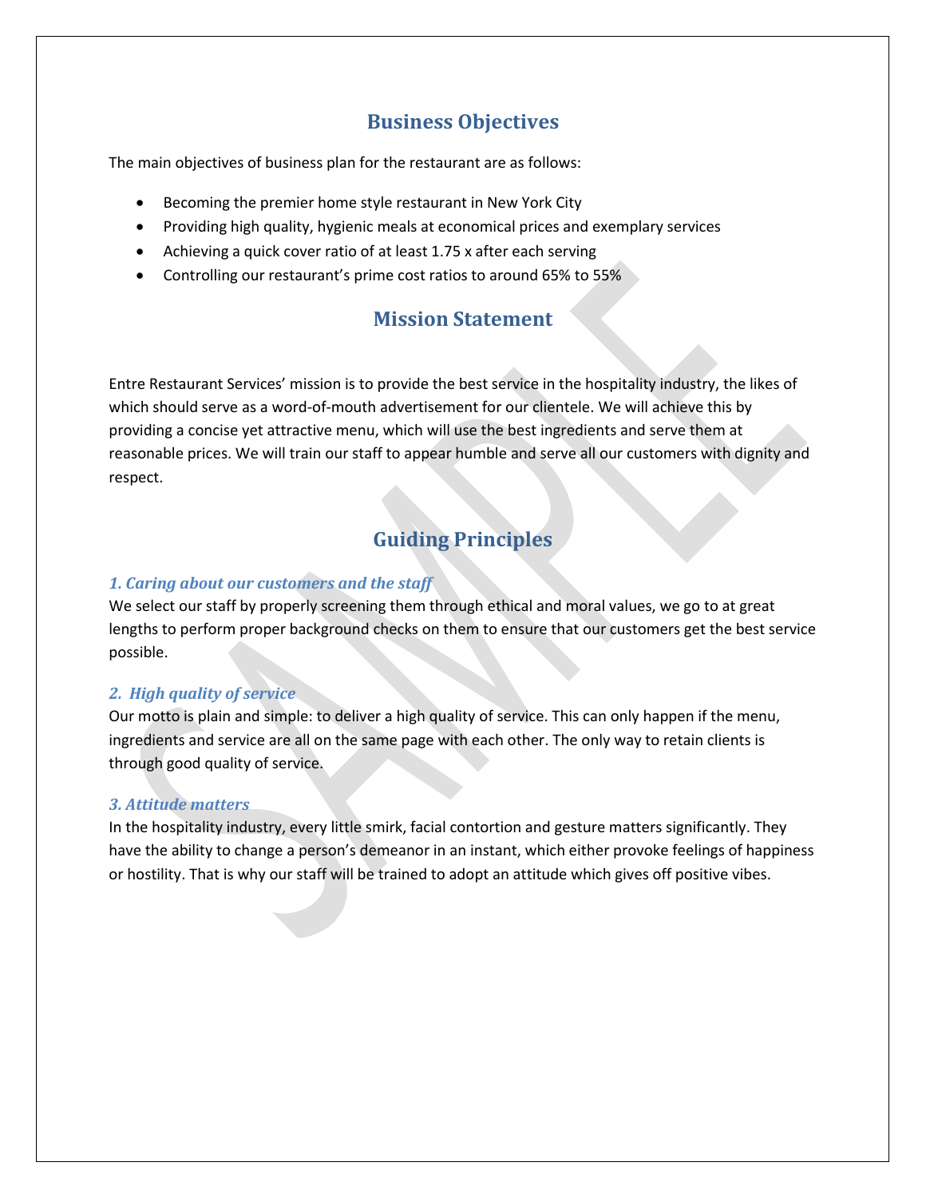## Business Objectives

The main objectives of business plan for the restaurant are as follows:

- Becoming the premier home style restaurant in New York City
- Providing high quality, hygienic meals at economical prices and exemplary services
- Achieving a quick cover ratio of at least 1.75 x after each serving
- Controlling our restaurant's prime cost ratios to around 65% to 55%

## Mission Statement

Entre Restaurant Services' mission is to provide the best service in the hospitality industry, the likes of which should serve as a word-of-mouth advertisement for our clientele. We will achieve this by providing a concise yet attractive menu, which will use the best ingredients and serve them at reasonable prices. We will train our staff to appear humble and serve all our customers with dignity and respect.

## Guiding Principles

### *1. Caring about our customers and the staff*

We select our staff by properly screening them through ethical and moral values, we go to at great lengths to perform proper background checks on them to ensure that our customers get the best service possible.

### *2. High quality of service*

Our motto is plain and simple: to deliver a high quality of service. This can only happen if the menu, ingredients and service are all on the same page with each other. The only way to retain clients is through good quality of service.

### *3. Attitude matters*

In the hospitality industry, every little smirk, facial contortion and gesture matters significantly. They have the ability to change a person's demeanor in an instant, which either provoke feelings of happiness or hostility. That is why our staff will be trained to adopt an attitude which gives off positive vibes.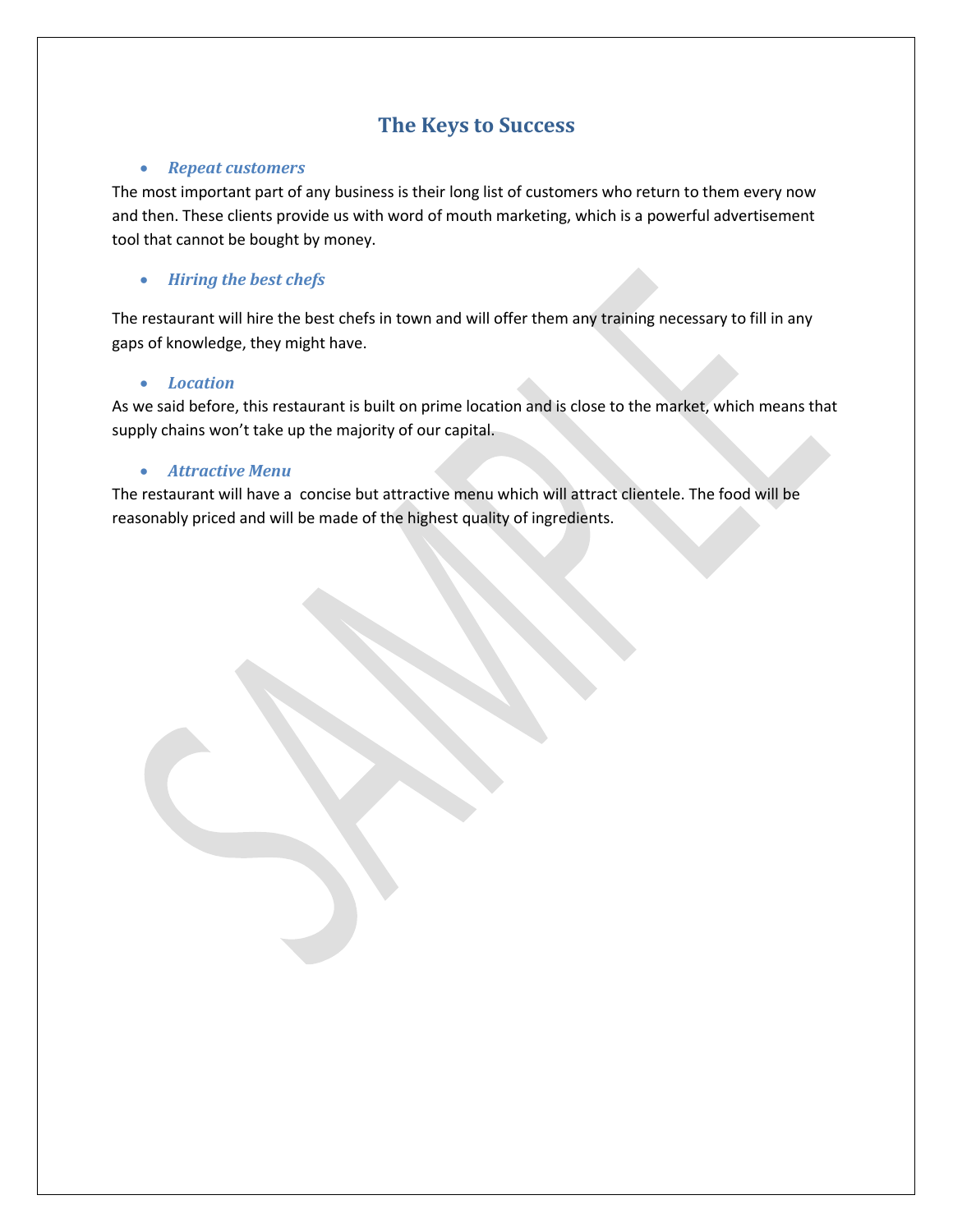## The Keys to Success

- ***Repeat customers***

The most important part of any business is their long list of customers who return to them every now and then. These clients provide us with word of mouth marketing, which is a powerful advertisement tool that cannot be bought by money.

- ***Hiring the best chefs***

The restaurant will hire the best chefs in town and will offer them any training necessary to fill in any gaps of knowledge, they might have.

- ***Location***

As we said before, this restaurant is built on prime location and is close to the market, which means that supply chains won't take up the majority of our capital.

- ***Attractive Menu***

The restaurant will have a  concise but attractive menu which will attract clientele. The food will be reasonably priced and will be made of the highest quality of ingredients.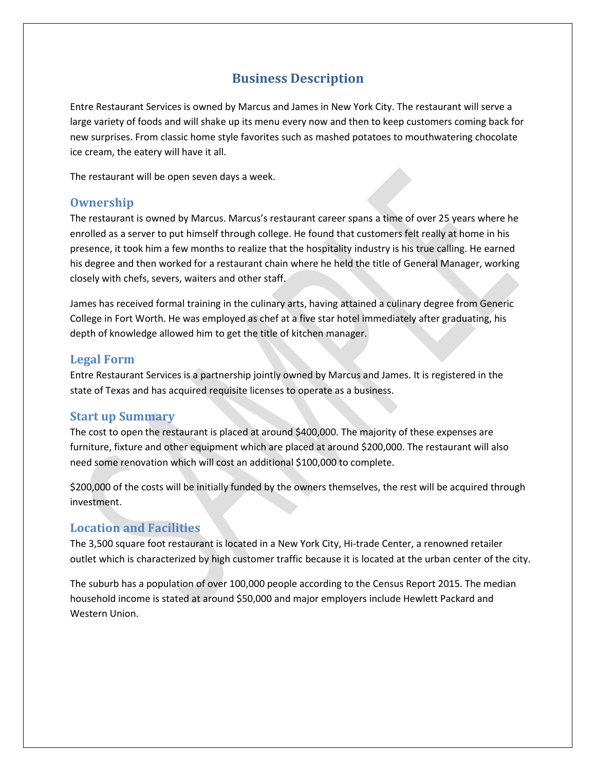# Business Description

Entre Restaurant Services is owned by Marcus and James in New York City. The restaurant will serve a large variety of foods and will shake up its menu every now and then to keep customers coming back for new surprises. From classic home style favorites such as mashed potatoes to mouthwatering chocolate ice cream, the eatery will have it all.

The restaurant will be open seven days a week.

## Ownership

The restaurant is owned by Marcus. Marcus's restaurant career spans a time of over 25 years where he enrolled as a server to put himself through college. He found that customers felt really at home in his presence, it took him a few months to realize that the hospitality industry is his true calling. He earned his degree and then worked for a restaurant chain where he held the title of General Manager, working closely with chefs, severs, waiters and other staff.

James has received formal training in the culinary arts, having attained a culinary degree from Generic College in Fort Worth. He was employed as chef at a five star hotel immediately after graduating, his depth of knowledge allowed him to get the title of kitchen manager.

## Legal Form

Entre Restaurant Services is a partnership jointly owned by Marcus and James. It is registered in the state of Texas and has acquired requisite licenses to operate as a business.

## Start up Summary

The cost to open the restaurant is placed at around $400,000. The majority of these expenses are furniture, fixture and other equipment which are placed at around $200,000. The restaurant will also need some renovation which will cost an additional $100,000 to complete.

$200,000 of the costs will be initially funded by the owners themselves, the rest will be acquired through investment.

## Location and Facilities

The 3,500 square foot restaurant is located in a New York City, Hi-trade Center, a renowned retailer outlet which is characterized by high customer traffic because it is located at the urban center of the city.

The suburb has a population of over 100,000 people according to the Census Report 2015. The median household income is stated at around $50,000 and major employers include Hewlett Packard and Western Union.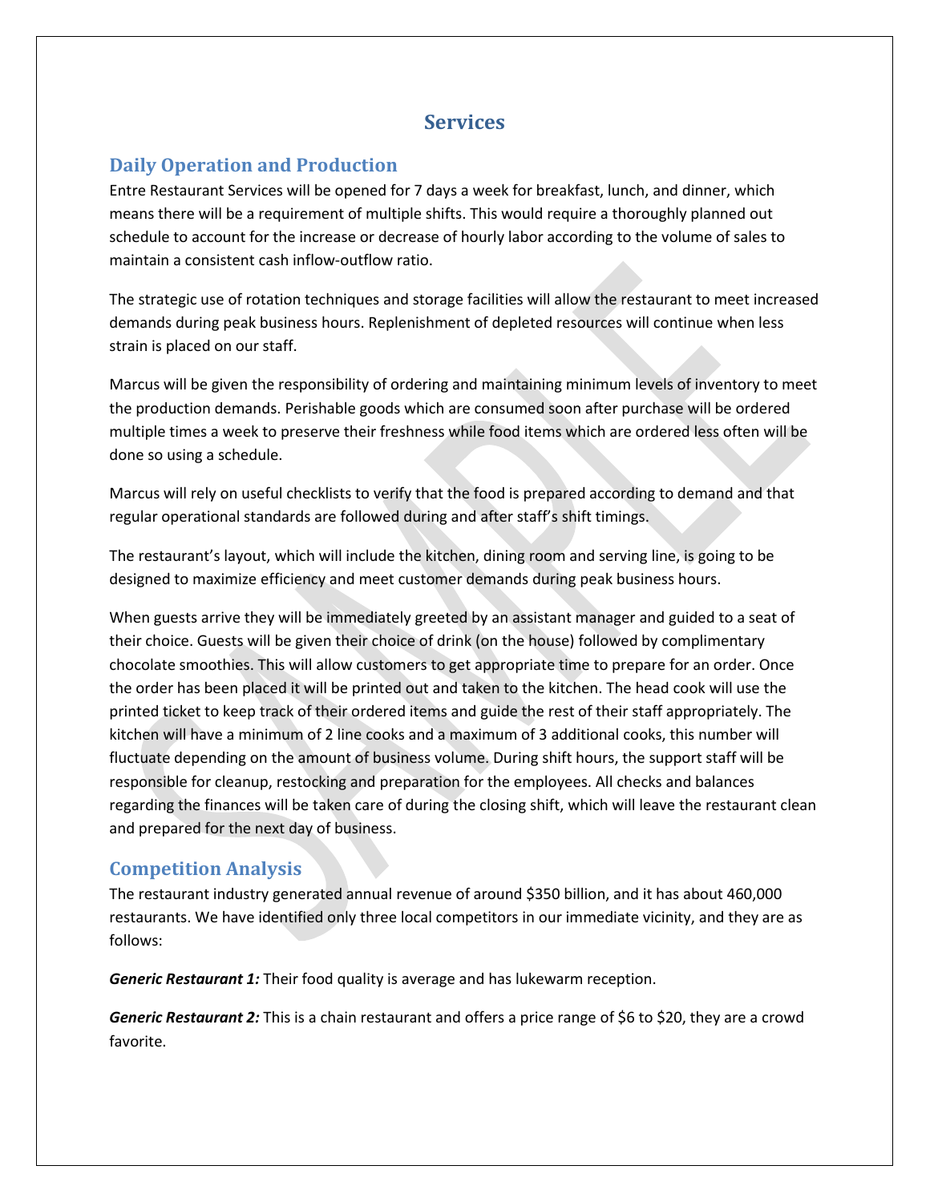# Services

## Daily Operation and Production

Entre Restaurant Services will be opened for 7 days a week for breakfast, lunch, and dinner, which means there will be a requirement of multiple shifts. This would require a thoroughly planned out schedule to account for the increase or decrease of hourly labor according to the volume of sales to maintain a consistent cash inflow-outflow ratio.

The strategic use of rotation techniques and storage facilities will allow the restaurant to meet increased demands during peak business hours. Replenishment of depleted resources will continue when less strain is placed on our staff.

Marcus will be given the responsibility of ordering and maintaining minimum levels of inventory to meet the production demands. Perishable goods which are consumed soon after purchase will be ordered multiple times a week to preserve their freshness while food items which are ordered less often will be done so using a schedule.

Marcus will rely on useful checklists to verify that the food is prepared according to demand and that regular operational standards are followed during and after staff's shift timings.

The restaurant's layout, which will include the kitchen, dining room and serving line, is going to be designed to maximize efficiency and meet customer demands during peak business hours.

When guests arrive they will be immediately greeted by an assistant manager and guided to a seat of their choice. Guests will be given their choice of drink (on the house) followed by complimentary chocolate smoothies. This will allow customers to get appropriate time to prepare for an order. Once the order has been placed it will be printed out and taken to the kitchen. The head cook will use the printed ticket to keep track of their ordered items and guide the rest of their staff appropriately. The kitchen will have a minimum of 2 line cooks and a maximum of 3 additional cooks, this number will fluctuate depending on the amount of business volume. During shift hours, the support staff will be responsible for cleanup, restocking and preparation for the employees. All checks and balances regarding the finances will be taken care of during the closing shift, which will leave the restaurant clean and prepared for the next day of business.

## Competition Analysis

The restaurant industry generated annual revenue of around $350 billion, and it has about 460,000 restaurants. We have identified only three local competitors in our immediate vicinity, and they are as follows:

***Generic Restaurant 1:*** Their food quality is average and has lukewarm reception.

***Generic Restaurant 2:*** This is a chain restaurant and offers a price range of $6 to $20, they are a crowd favorite.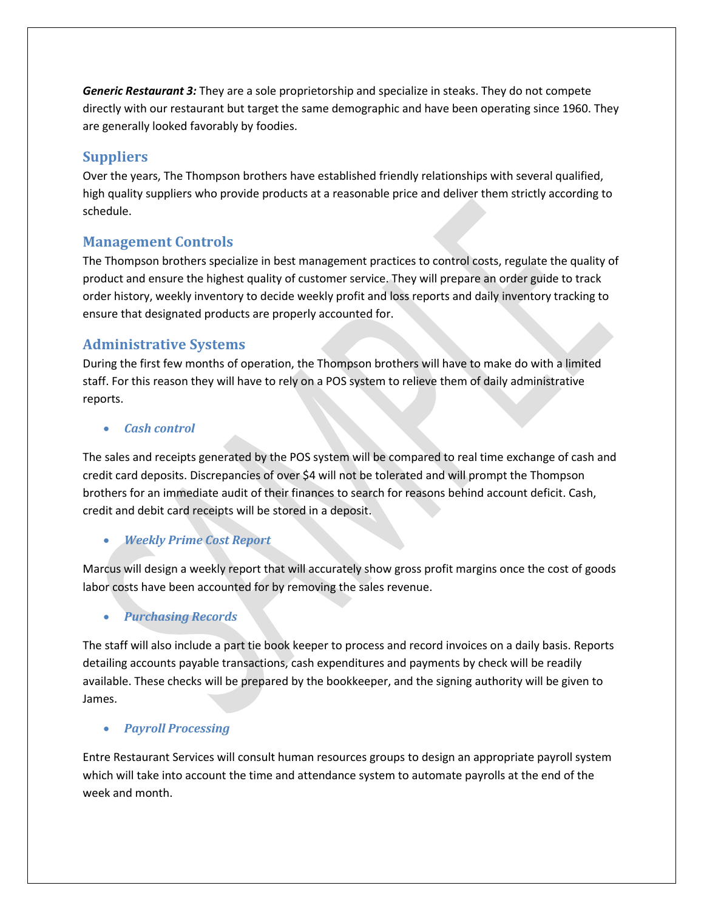***Generic Restaurant 3:*** They are a sole proprietorship and specialize in steaks. They do not compete directly with our restaurant but target the same demographic and have been operating since 1960. They are generally looked favorably by foodies.

## Suppliers

Over the years, The Thompson brothers have established friendly relationships with several qualified, high quality suppliers who provide products at a reasonable price and deliver them strictly according to schedule.

## Management Controls

The Thompson brothers specialize in best management practices to control costs, regulate the quality of product and ensure the highest quality of customer service. They will prepare an order guide to track order history, weekly inventory to decide weekly profit and loss reports and daily inventory tracking to ensure that designated products are properly accounted for.

## Administrative Systems

During the first few months of operation, the Thompson brothers will have to make do with a limited staff. For this reason they will have to rely on a POS system to relieve them of daily administrative reports.

- ***Cash control***

The sales and receipts generated by the POS system will be compared to real time exchange of cash and credit card deposits. Discrepancies of over $4 will not be tolerated and will prompt the Thompson brothers for an immediate audit of their finances to search for reasons behind account deficit. Cash, credit and debit card receipts will be stored in a deposit.

- ***Weekly Prime Cost Report***

Marcus will design a weekly report that will accurately show gross profit margins once the cost of goods labor costs have been accounted for by removing the sales revenue.

- ***Purchasing Records***

The staff will also include a part tie book keeper to process and record invoices on a daily basis. Reports detailing accounts payable transactions, cash expenditures and payments by check will be readily available. These checks will be prepared by the bookkeeper, and the signing authority will be given to James.

- ***Payroll Processing***

Entre Restaurant Services will consult human resources groups to design an appropriate payroll system which will take into account the time and attendance system to automate payrolls at the end of the week and month.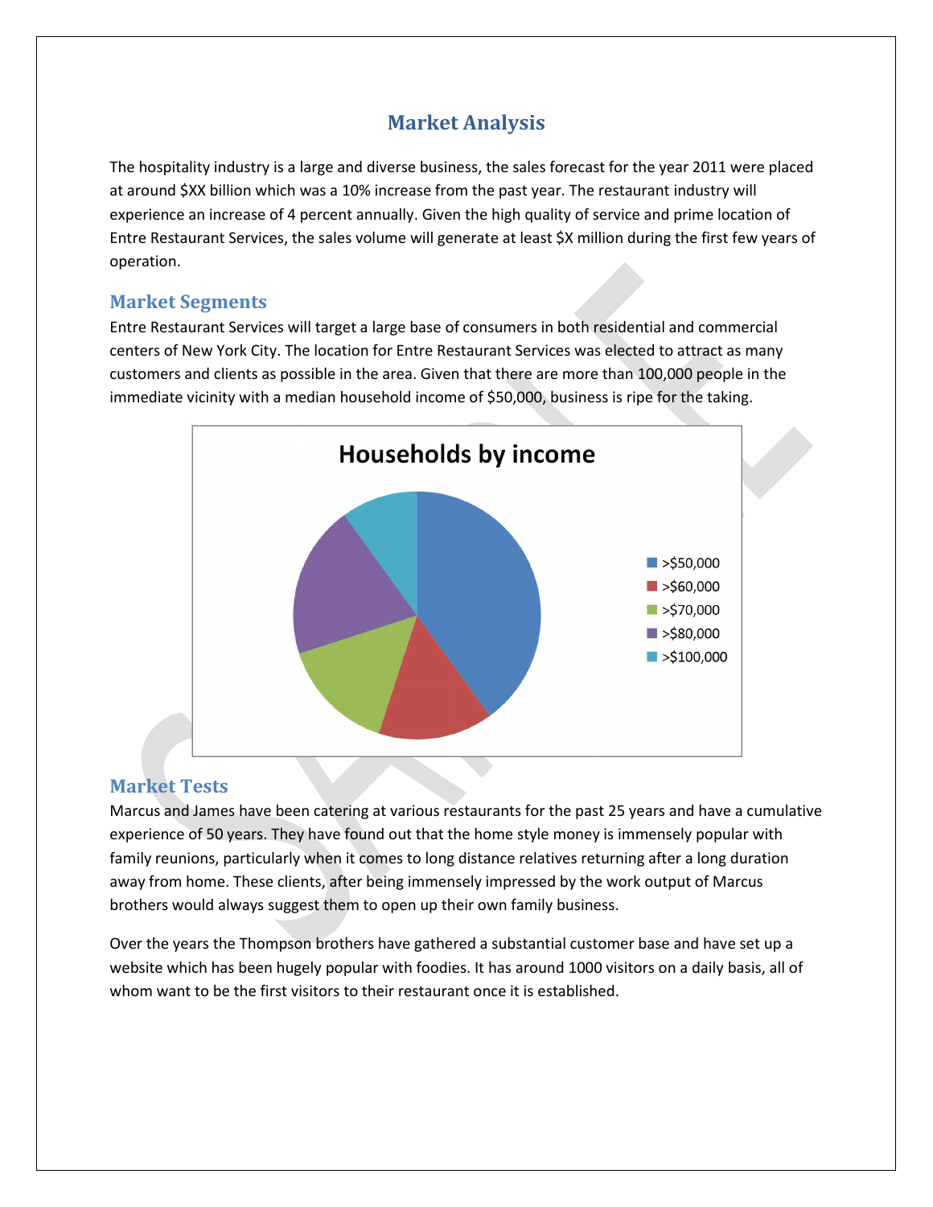# Market Analysis

The hospitality industry is a large and diverse business, the sales forecast for the year 2011 were placed at around $XX billion which was a 10% increase from the past year. The restaurant industry will experience an increase of 4 percent annually. Given the high quality of service and prime location of Entre Restaurant Services, the sales volume will generate at least $X million during the first few years of operation.

## Market Segments

Entre Restaurant Services will target a large base of consumers in both residential and commercial centers of New York City. The location for Entre Restaurant Services was elected to attract as many customers and clients as possible in the area. Given that there are more than 100,000 people in the immediate vicinity with a median household income of $50,000, business is ripe for the taking.

**Households by income**

- >$50,000
- >$60,000
- >$70,000
- >$80,000
- >$100,000

## Market Tests

Marcus and James have been catering at various restaurants for the past 25 years and have a cumulative experience of 50 years. They have found out that the home style money is immensely popular with family reunions, particularly when it comes to long distance relatives returning after a long duration away from home. These clients, after being immensely impressed by the work output of Marcus brothers would always suggest them to open up their own family business.

Over the years the Thompson brothers have gathered a substantial customer base and have set up a website which has been hugely popular with foodies. It has around 1000 visitors on a daily basis, all of whom want to be the first visitors to their restaurant once it is established.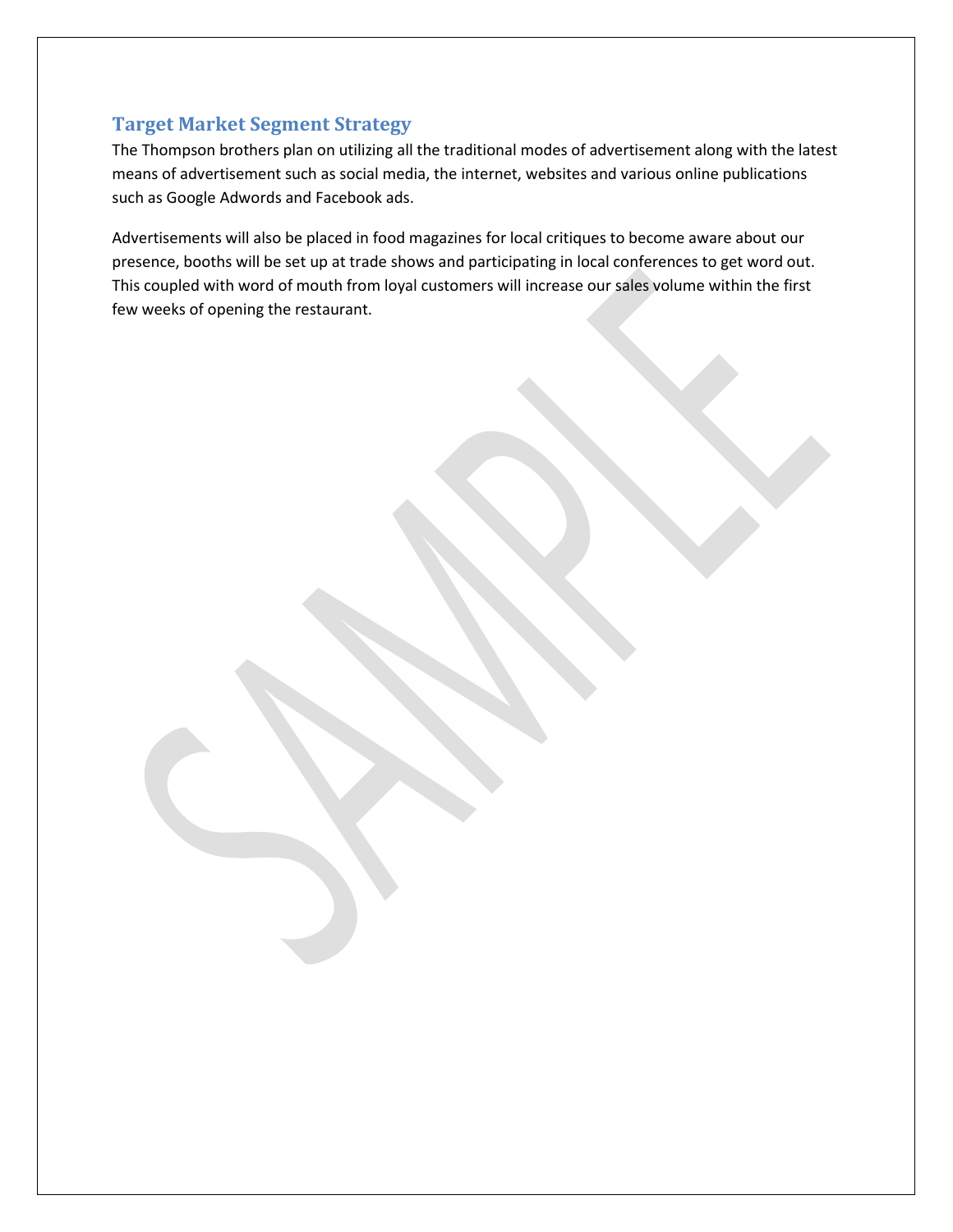## Target Market Segment Strategy

The Thompson brothers plan on utilizing all the traditional modes of advertisement along with the latest means of advertisement such as social media, the internet, websites and various online publications such as Google Adwords and Facebook ads.

Advertisements will also be placed in food magazines for local critiques to become aware about our presence, booths will be set up at trade shows and participating in local conferences to get word out. This coupled with word of mouth from loyal customers will increase our sales volume within the first few weeks of opening the restaurant.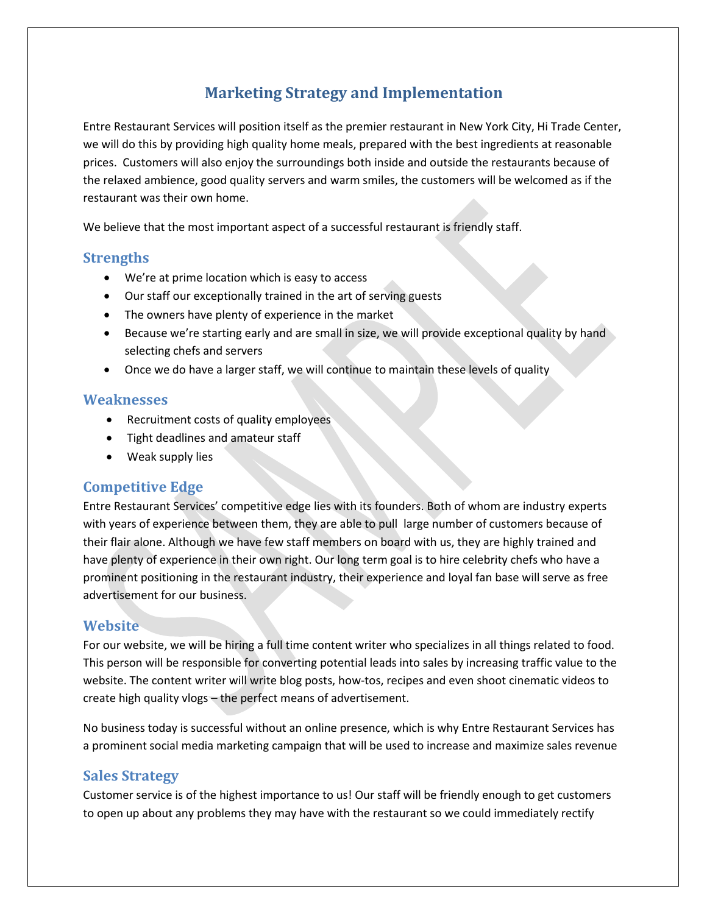# Marketing Strategy and Implementation

Entre Restaurant Services will position itself as the premier restaurant in New York City, Hi Trade Center, we will do this by providing high quality home meals, prepared with the best ingredients at reasonable prices. Customers will also enjoy the surroundings both inside and outside the restaurants because of the relaxed ambience, good quality servers and warm smiles, the customers will be welcomed as if the restaurant was their own home.

We believe that the most important aspect of a successful restaurant is friendly staff.

## Strengths

- We're at prime location which is easy to access
- Our staff our exceptionally trained in the art of serving guests
- The owners have plenty of experience in the market
- Because we're starting early and are small in size, we will provide exceptional quality by hand selecting chefs and servers
- Once we do have a larger staff, we will continue to maintain these levels of quality

## Weaknesses

- Recruitment costs of quality employees
- Tight deadlines and amateur staff
- Weak supply lies

## Competitive Edge

Entre Restaurant Services' competitive edge lies with its founders. Both of whom are industry experts with years of experience between them, they are able to pull large number of customers because of their flair alone. Although we have few staff members on board with us, they are highly trained and have plenty of experience in their own right. Our long term goal is to hire celebrity chefs who have a prominent positioning in the restaurant industry, their experience and loyal fan base will serve as free advertisement for our business.

## Website

For our website, we will be hiring a full time content writer who specializes in all things related to food. This person will be responsible for converting potential leads into sales by increasing traffic value to the website. The content writer will write blog posts, how-tos, recipes and even shoot cinematic videos to create high quality vlogs – the perfect means of advertisement.

No business today is successful without an online presence, which is why Entre Restaurant Services has a prominent social media marketing campaign that will be used to increase and maximize sales revenue

## Sales Strategy

Customer service is of the highest importance to us! Our staff will be friendly enough to get customers to open up about any problems they may have with the restaurant so we could immediately rectify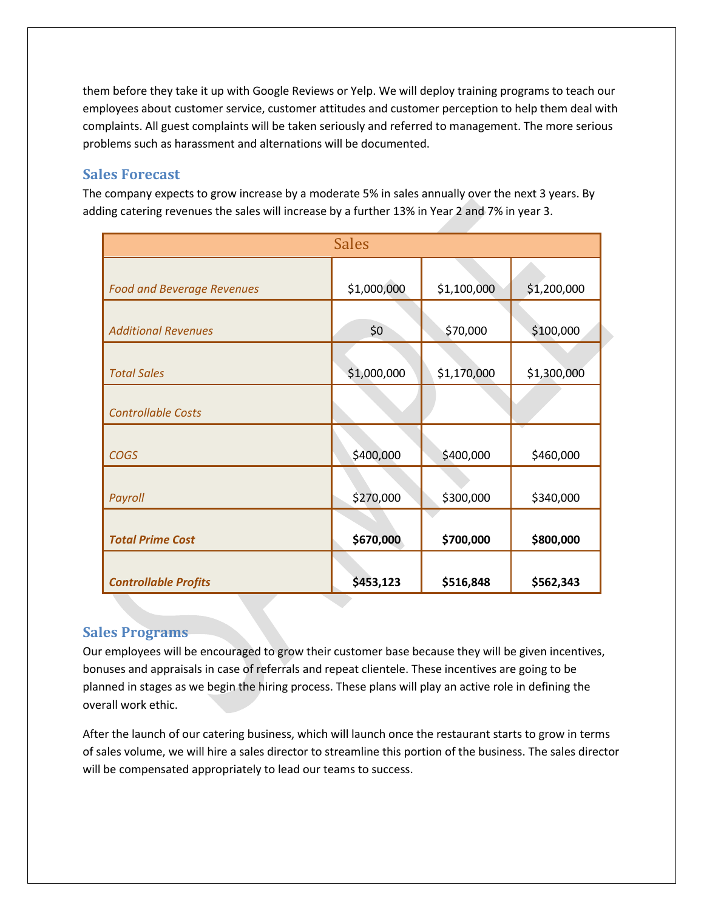them before they take it up with Google Reviews or Yelp. We will deploy training programs to teach our employees about customer service, customer attitudes and customer perception to help them deal with complaints. All guest complaints will be taken seriously and referred to management. The more serious problems such as harassment and alternations will be documented.

## Sales Forecast

The company expects to grow increase by a moderate 5% in sales annually over the next 3 years. By adding catering revenues the sales will increase by a further 13% in Year 2 and 7% in year 3.

| Sales | | | |
|---|---|---|---|
| *Food and Beverage Revenues* | $1,000,000 | $1,100,000 | $1,200,000 |
| *Additional Revenues* | $0 | $70,000 | $100,000 |
| *Total Sales* | $1,000,000 | $1,170,000 | $1,300,000 |
| *Controllable Costs* | | | |
| *COGS* | $400,000 | $400,000 | $460,000 |
| *Payroll* | $270,000 | $300,000 | $340,000 |
| ***Total Prime Cost*** | **$670,000** | **$700,000** | **$800,000** |
| ***Controllable Profits*** | **$453,123** | **$516,848** | **$562,343** |

## Sales Programs

Our employees will be encouraged to grow their customer base because they will be given incentives, bonuses and appraisals in case of referrals and repeat clientele. These incentives are going to be planned in stages as we begin the hiring process. These plans will play an active role in defining the overall work ethic.

After the launch of our catering business, which will launch once the restaurant starts to grow in terms of sales volume, we will hire a sales director to streamline this portion of the business. The sales director will be compensated appropriately to lead our teams to success.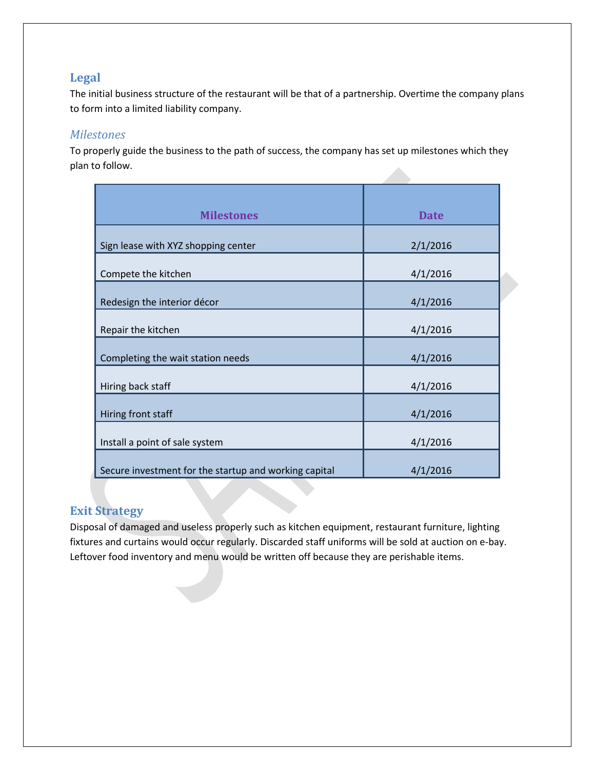## Legal

The initial business structure of the restaurant will be that of a partnership. Overtime the company plans to form into a limited liability company.

### *Milestones*

To properly guide the business to the path of success, the company has set up milestones which they plan to follow.

| Milestones | Date |
|---|---|
| Sign lease with XYZ shopping center | 2/1/2016 |
| Compete the kitchen | 4/1/2016 |
| Redesign the interior décor | 4/1/2016 |
| Repair the kitchen | 4/1/2016 |
| Completing the wait station needs | 4/1/2016 |
| Hiring back staff | 4/1/2016 |
| Hiring front staff | 4/1/2016 |
| Install a point of sale system | 4/1/2016 |
| Secure investment for the startup and working capital | 4/1/2016 |

## Exit Strategy

Disposal of damaged and useless properly such as kitchen equipment, restaurant furniture, lighting fixtures and curtains would occur regularly. Discarded staff uniforms will be sold at auction on e-bay. Leftover food inventory and menu would be written off because they are perishable items.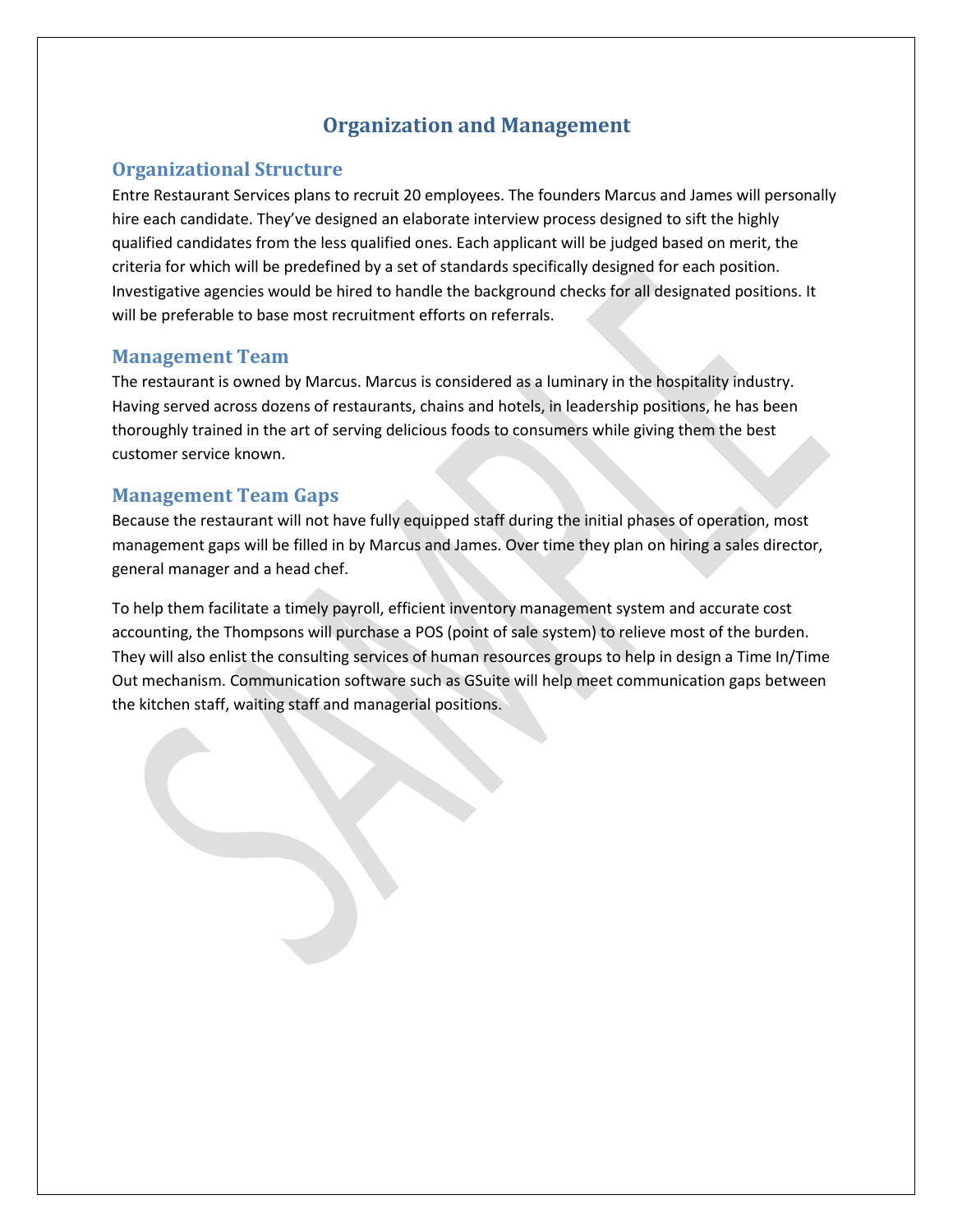# Organization and Management

## Organizational Structure

Entre Restaurant Services plans to recruit 20 employees. The founders Marcus and James will personally hire each candidate. They've designed an elaborate interview process designed to sift the highly qualified candidates from the less qualified ones. Each applicant will be judged based on merit, the criteria for which will be predefined by a set of standards specifically designed for each position. Investigative agencies would be hired to handle the background checks for all designated positions. It will be preferable to base most recruitment efforts on referrals.

## Management Team

The restaurant is owned by Marcus. Marcus is considered as a luminary in the hospitality industry. Having served across dozens of restaurants, chains and hotels, in leadership positions, he has been thoroughly trained in the art of serving delicious foods to consumers while giving them the best customer service known.

## Management Team Gaps

Because the restaurant will not have fully equipped staff during the initial phases of operation, most management gaps will be filled in by Marcus and James. Over time they plan on hiring a sales director, general manager and a head chef.

To help them facilitate a timely payroll, efficient inventory management system and accurate cost accounting, the Thompsons will purchase a POS (point of sale system) to relieve most of the burden. They will also enlist the consulting services of human resources groups to help in design a Time In/Time Out mechanism. Communication software such as GSuite will help meet communication gaps between the kitchen staff, waiting staff and managerial positions.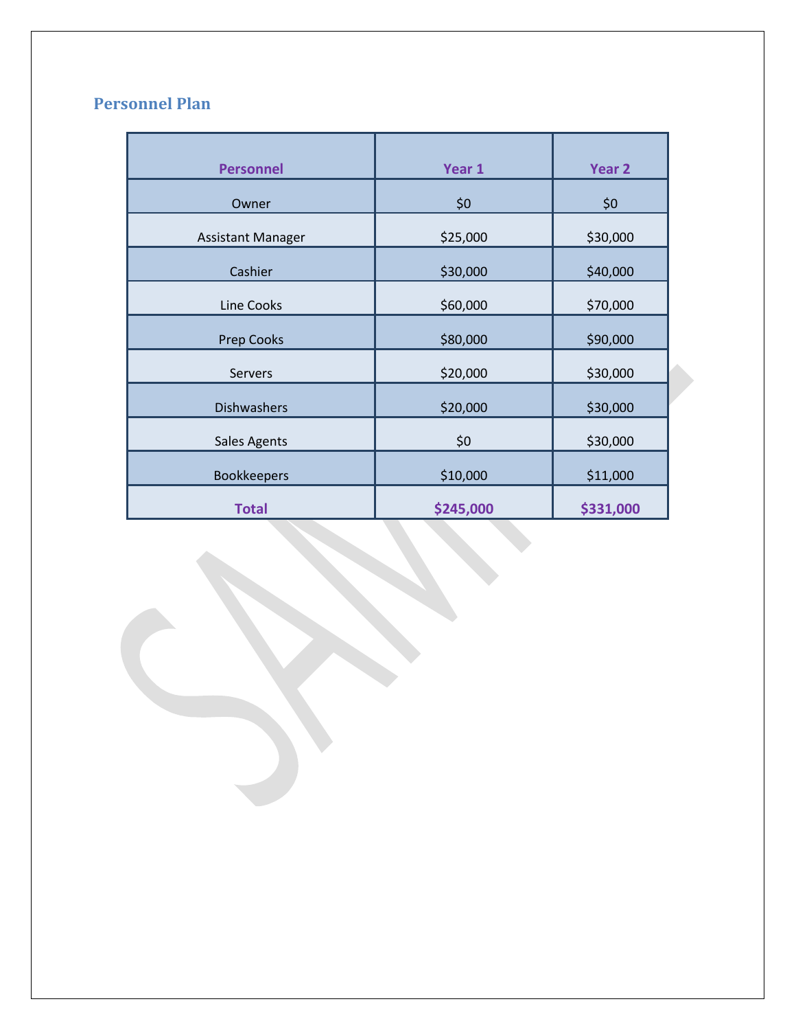## Personnel Plan

| Personnel | Year 1 | Year 2 |
|---|---|---|
| Owner | $0 | $0 |
| Assistant Manager | $25,000 | $30,000 |
| Cashier | $30,000 | $40,000 |
| Line Cooks | $60,000 | $70,000 |
| Prep Cooks | $80,000 | $90,000 |
| Servers | $20,000 | $30,000 |
| Dishwashers | $20,000 | $30,000 |
| Sales Agents | $0 | $30,000 |
| Bookkeepers | $10,000 | $11,000 |
| **Total** | **$245,000** | **$331,000** |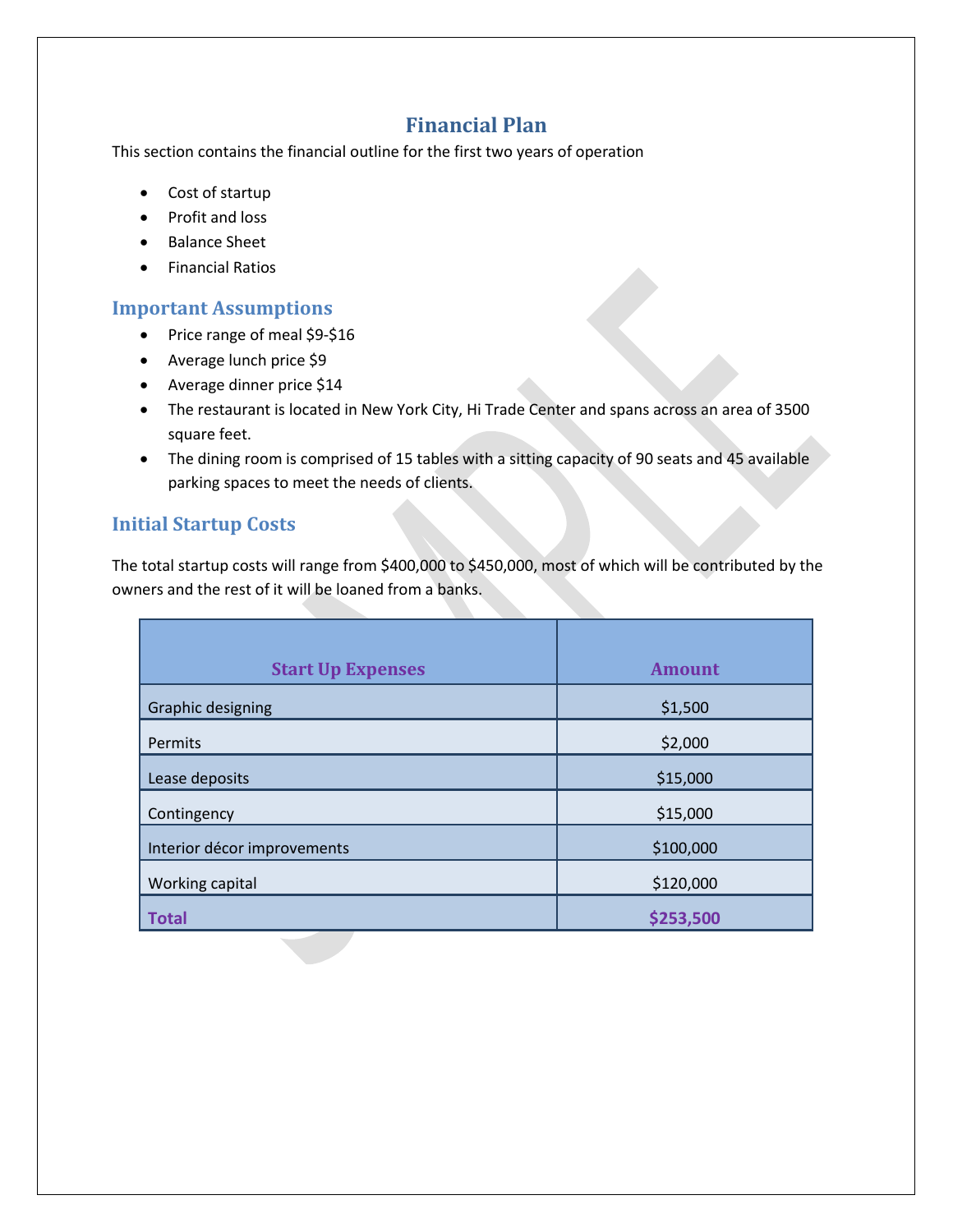# Financial Plan

This section contains the financial outline for the first two years of operation

- Cost of startup
- Profit and loss
- Balance Sheet
- Financial Ratios

## Important Assumptions

- Price range of meal $9-$16
- Average lunch price $9
- Average dinner price $14
- The restaurant is located in New York City, Hi Trade Center and spans across an area of 3500 square feet.
- The dining room is comprised of 15 tables with a sitting capacity of 90 seats and 45 available parking spaces to meet the needs of clients.

## Initial Startup Costs

The total startup costs will range from $400,000 to $450,000, most of which will be contributed by the owners and the rest of it will be loaned from a banks.

| Start Up Expenses | Amount |
| --- | --- |
| Graphic designing | $1,500 |
| Permits | $2,000 |
| Lease deposits | $15,000 |
| Contingency | $15,000 |
| Interior décor improvements | $100,000 |
| Working capital | $120,000 |
| **Total** | **$253,500** |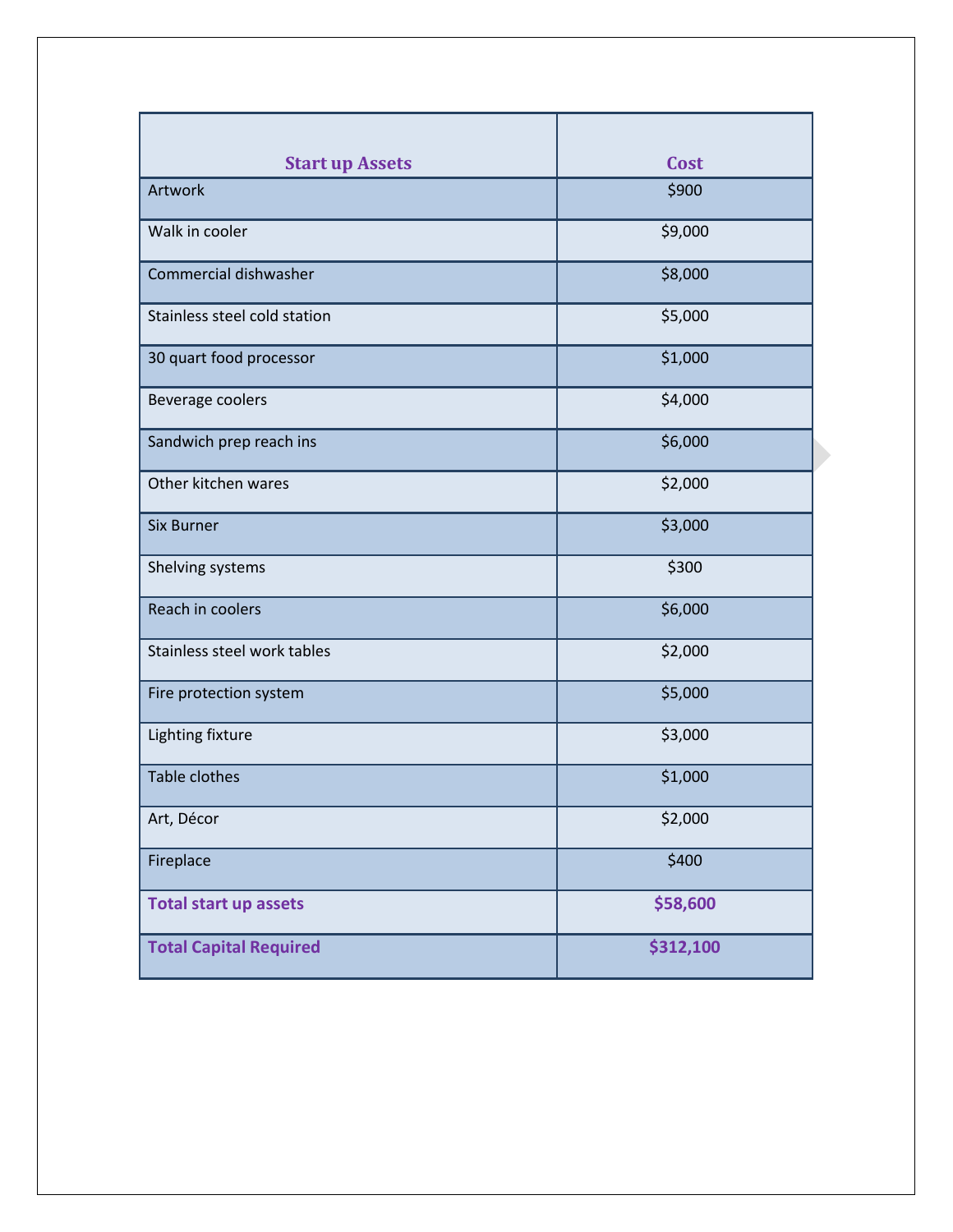| Start up Assets | Cost |
| --- | --- |
| Artwork | $900 |
| Walk in cooler | $9,000 |
| Commercial dishwasher | $8,000 |
| Stainless steel cold station | $5,000 |
| 30 quart food processor | $1,000 |
| Beverage coolers | $4,000 |
| Sandwich prep reach ins | $6,000 |
| Other kitchen wares | $2,000 |
| Six Burner | $3,000 |
| Shelving systems | $300 |
| Reach in coolers | $6,000 |
| Stainless steel work tables | $2,000 |
| Fire protection system | $5,000 |
| Lighting fixture | $3,000 |
| Table clothes | $1,000 |
| Art, Décor | $2,000 |
| Fireplace | $400 |
| **Total start up assets** | **$58,600** |
| **Total Capital Required** | **$312,100** |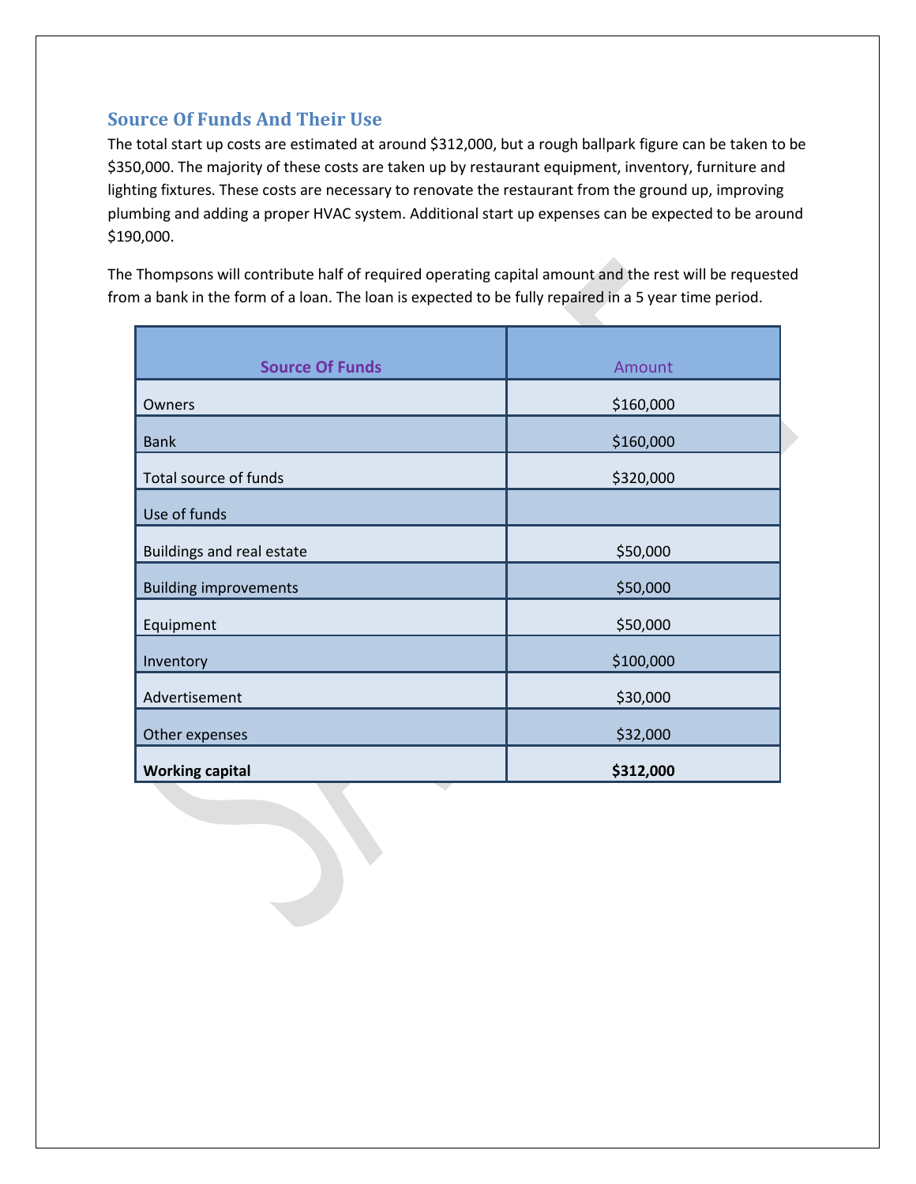## Source Of Funds And Their Use

The total start up costs are estimated at around $312,000, but a rough ballpark figure can be taken to be $350,000. The majority of these costs are taken up by restaurant equipment, inventory, furniture and lighting fixtures. These costs are necessary to renovate the restaurant from the ground up, improving plumbing and adding a proper HVAC system. Additional start up expenses can be expected to be around $190,000.

The Thompsons will contribute half of required operating capital amount and the rest will be requested from a bank in the form of a loan. The loan is expected to be fully repaired in a 5 year time period.

| Source Of Funds | Amount |
|---|---|
| Owners | $160,000 |
| Bank | $160,000 |
| Total source of funds | $320,000 |
| Use of funds | |
| Buildings and real estate | $50,000 |
| Building improvements | $50,000 |
| Equipment | $50,000 |
| Inventory | $100,000 |
| Advertisement | $30,000 |
| Other expenses | $32,000 |
| **Working capital** | **$312,000** |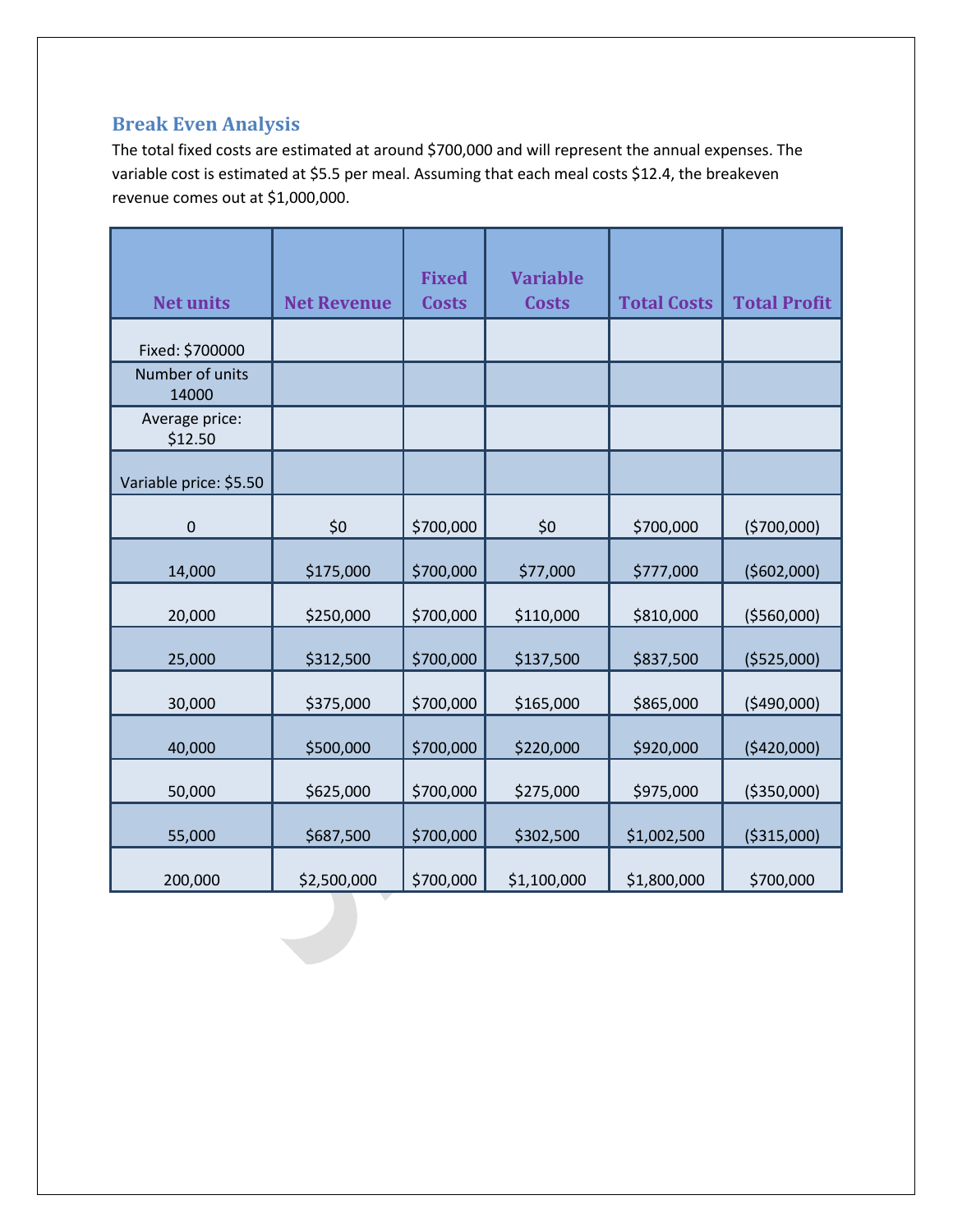## Break Even Analysis

The total fixed costs are estimated at around $700,000 and will represent the annual expenses. The variable cost is estimated at $5.5 per meal. Assuming that each meal costs $12.4, the breakeven revenue comes out at $1,000,000.

| Net units | Net Revenue | Fixed Costs | Variable Costs | Total Costs | Total Profit |
|---|---|---|---|---|---|
| Fixed: $700000 | | | | | |
| Number of units 14000 | | | | | |
| Average price: $12.50 | | | | | |
| Variable price: $5.50 | | | | | |
| 0 | $0 | $700,000 | $0 | $700,000 | ($700,000) |
| 14,000 | $175,000 | $700,000 | $77,000 | $777,000 | ($602,000) |
| 20,000 | $250,000 | $700,000 | $110,000 | $810,000 | ($560,000) |
| 25,000 | $312,500 | $700,000 | $137,500 | $837,500 | ($525,000) |
| 30,000 | $375,000 | $700,000 | $165,000 | $865,000 | ($490,000) |
| 40,000 | $500,000 | $700,000 | $220,000 | $920,000 | ($420,000) |
| 50,000 | $625,000 | $700,000 | $275,000 | $975,000 | ($350,000) |
| 55,000 | $687,500 | $700,000 | $302,500 | $1,002,500 | ($315,000) |
| 200,000 | $2,500,000 | $700,000 | $1,100,000 | $1,800,000 | $700,000 |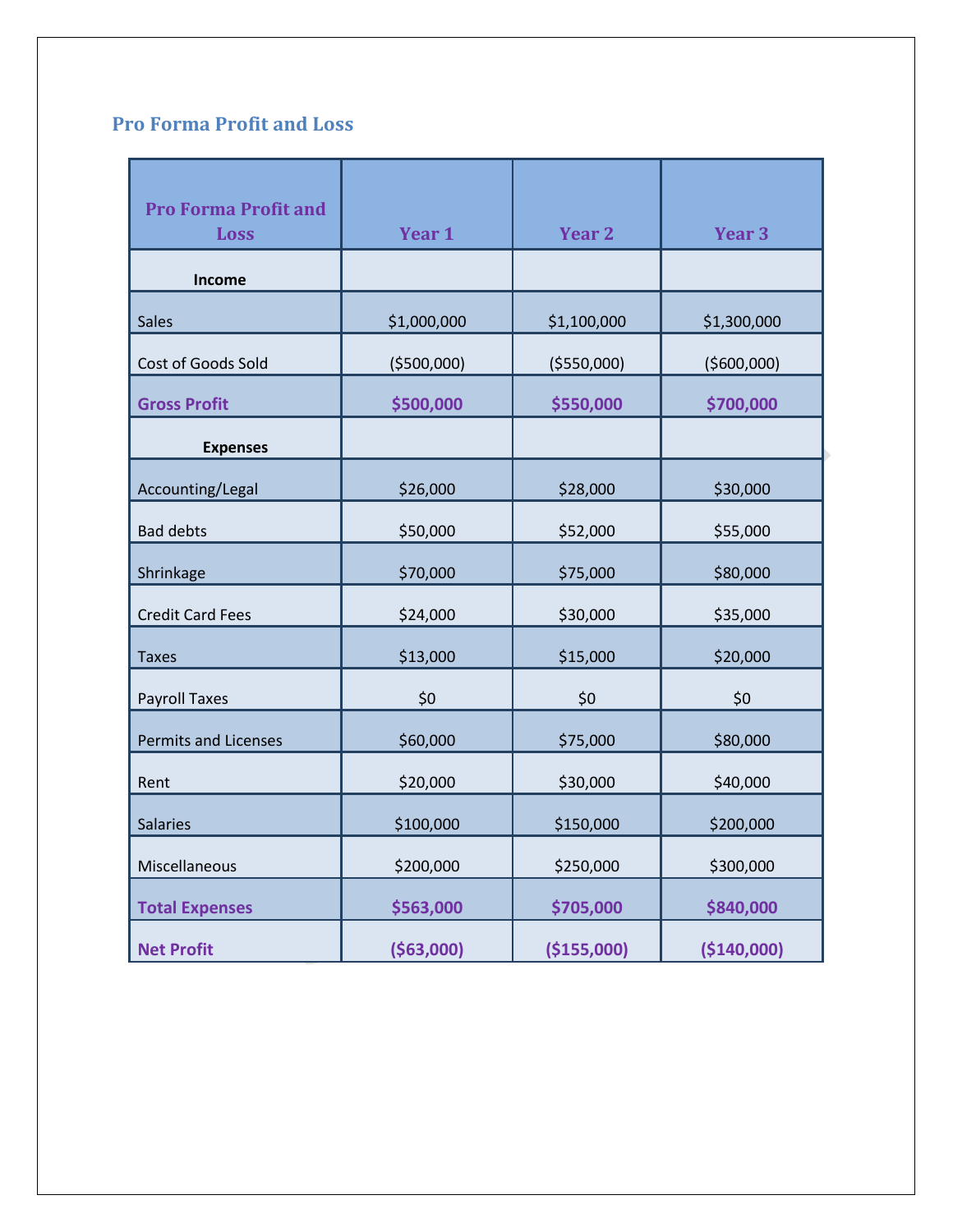## Pro Forma Profit and Loss

| Pro Forma Profit and Loss | Year 1 | Year 2 | Year 3 |
|---|---|---|---|
| **Income** | | | |
| Sales | $1,000,000 | $1,100,000 | $1,300,000 |
| Cost of Goods Sold | ($500,000) | ($550,000) | ($600,000) |
| **Gross Profit** | **$500,000** | **$550,000** | **$700,000** |
| **Expenses** | | | |
| Accounting/Legal | $26,000 | $28,000 | $30,000 |
| Bad debts | $50,000 | $52,000 | $55,000 |
| Shrinkage | $70,000 | $75,000 | $80,000 |
| Credit Card Fees | $24,000 | $30,000 | $35,000 |
| Taxes | $13,000 | $15,000 | $20,000 |
| Payroll Taxes | $0 | $0 | $0 |
| Permits and Licenses | $60,000 | $75,000 | $80,000 |
| Rent | $20,000 | $30,000 | $40,000 |
| Salaries | $100,000 | $150,000 | $200,000 |
| Miscellaneous | $200,000 | $250,000 | $300,000 |
| **Total Expenses** | **$563,000** | **$705,000** | **$840,000** |
| **Net Profit** | **($63,000)** | **($155,000)** | **($140,000)** |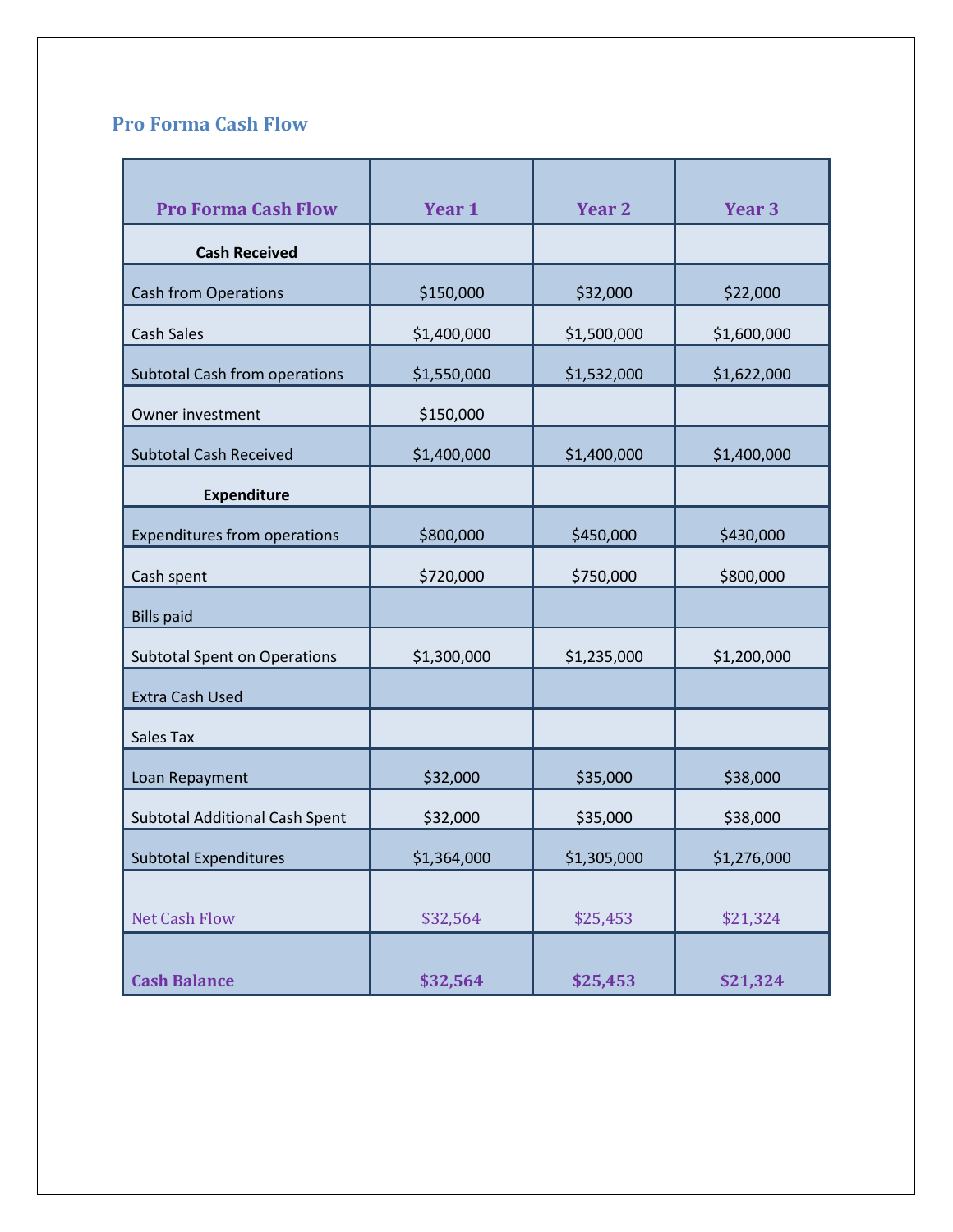## Pro Forma Cash Flow

| Pro Forma Cash Flow | Year 1 | Year 2 | Year 3 |
|---|---|---|---|
| **Cash Received** | | | |
| Cash from Operations | $150,000 | $32,000 | $22,000 |
| Cash Sales | $1,400,000 | $1,500,000 | $1,600,000 |
| Subtotal Cash from operations | $1,550,000 | $1,532,000 | $1,622,000 |
| Owner investment | $150,000 | | |
| Subtotal Cash Received | $1,400,000 | $1,400,000 | $1,400,000 |
| **Expenditure** | | | |
| Expenditures from operations | $800,000 | $450,000 | $430,000 |
| Cash spent | $720,000 | $750,000 | $800,000 |
| Bills paid | | | |
| Subtotal Spent on Operations | $1,300,000 | $1,235,000 | $1,200,000 |
| Extra Cash Used | | | |
| Sales Tax | | | |
| Loan Repayment | $32,000 | $35,000 | $38,000 |
| Subtotal Additional Cash Spent | $32,000 | $35,000 | $38,000 |
| Subtotal Expenditures | $1,364,000 | $1,305,000 | $1,276,000 |
| Net Cash Flow | $32,564 | $25,453 | $21,324 |
| **Cash Balance** | **$32,564** | **$25,453** | **$21,324** |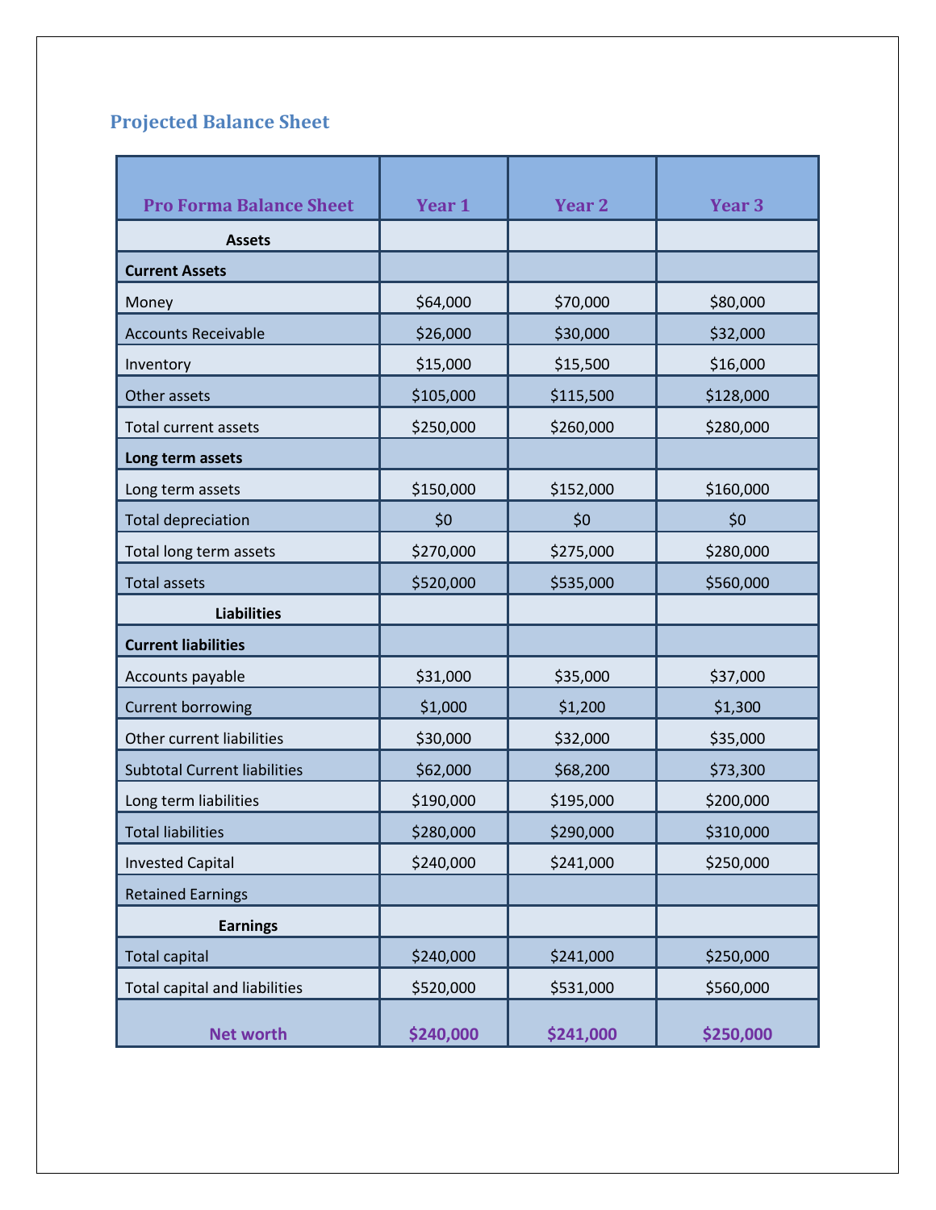## Projected Balance Sheet

| Pro Forma Balance Sheet | Year 1 | Year 2 | Year 3 |
|---|---|---|---|
| **Assets** | | | |
| **Current Assets** | | | |
| Money | $64,000 | $70,000 | $80,000 |
| Accounts Receivable | $26,000 | $30,000 | $32,000 |
| Inventory | $15,000 | $15,500 | $16,000 |
| Other assets | $105,000 | $115,500 | $128,000 |
| Total current assets | $250,000 | $260,000 | $280,000 |
| **Long term assets** | | | |
| Long term assets | $150,000 | $152,000 | $160,000 |
| Total depreciation | $0 | $0 | $0 |
| Total long term assets | $270,000 | $275,000 | $280,000 |
| Total assets | $520,000 | $535,000 | $560,000 |
| **Liabilities** | | | |
| **Current liabilities** | | | |
| Accounts payable | $31,000 | $35,000 | $37,000 |
| Current borrowing | $1,000 | $1,200 | $1,300 |
| Other current liabilities | $30,000 | $32,000 | $35,000 |
| Subtotal Current liabilities | $62,000 | $68,200 | $73,300 |
| Long term liabilities | $190,000 | $195,000 | $200,000 |
| Total liabilities | $280,000 | $290,000 | $310,000 |
| Invested Capital | $240,000 | $241,000 | $250,000 |
| Retained Earnings | | | |
| **Earnings** | | | |
| Total capital | $240,000 | $241,000 | $250,000 |
| Total capital and liabilities | $520,000 | $531,000 | $560,000 |
| **Net worth** | **$240,000** | **$241,000** | **$250,000** |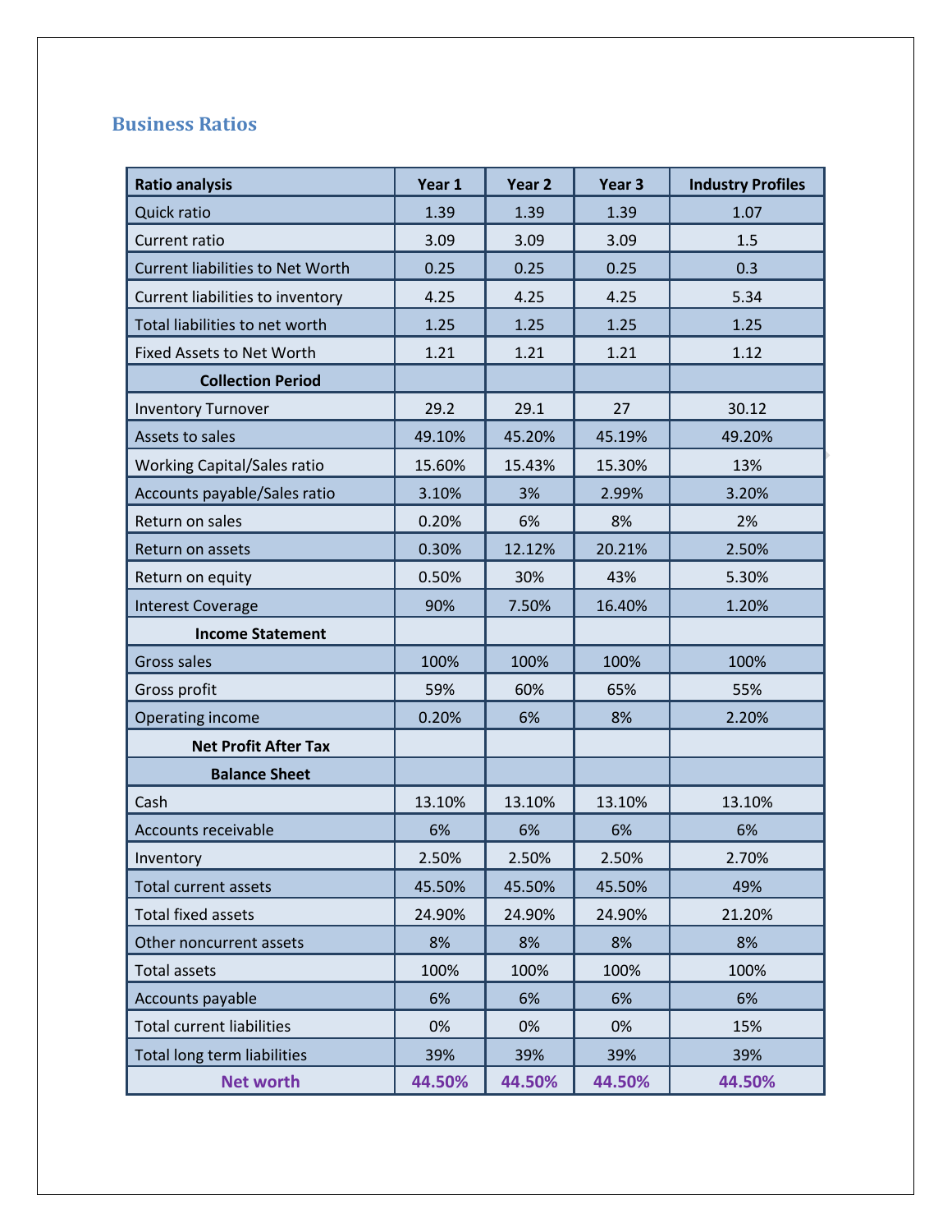## Business Ratios

| Ratio analysis | Year 1 | Year 2 | Year 3 | Industry Profiles |
|---|---|---|---|---|
| Quick ratio | 1.39 | 1.39 | 1.39 | 1.07 |
| Current ratio | 3.09 | 3.09 | 3.09 | 1.5 |
| Current liabilities to Net Worth | 0.25 | 0.25 | 0.25 | 0.3 |
| Current liabilities to inventory | 4.25 | 4.25 | 4.25 | 5.34 |
| Total liabilities to net worth | 1.25 | 1.25 | 1.25 | 1.25 |
| Fixed Assets to Net Worth | 1.21 | 1.21 | 1.21 | 1.12 |
| **Collection Period** | | | | |
| Inventory Turnover | 29.2 | 29.1 | 27 | 30.12 |
| Assets to sales | 49.10% | 45.20% | 45.19% | 49.20% |
| Working Capital/Sales ratio | 15.60% | 15.43% | 15.30% | 13% |
| Accounts payable/Sales ratio | 3.10% | 3% | 2.99% | 3.20% |
| Return on sales | 0.20% | 6% | 8% | 2% |
| Return on assets | 0.30% | 12.12% | 20.21% | 2.50% |
| Return on equity | 0.50% | 30% | 43% | 5.30% |
| Interest Coverage | 90% | 7.50% | 16.40% | 1.20% |
| **Income Statement** | | | | |
| Gross sales | 100% | 100% | 100% | 100% |
| Gross profit | 59% | 60% | 65% | 55% |
| Operating income | 0.20% | 6% | 8% | 2.20% |
| **Net Profit After Tax** | | | | |
| **Balance Sheet** | | | | |
| Cash | 13.10% | 13.10% | 13.10% | 13.10% |
| Accounts receivable | 6% | 6% | 6% | 6% |
| Inventory | 2.50% | 2.50% | 2.50% | 2.70% |
| Total current assets | 45.50% | 45.50% | 45.50% | 49% |
| Total fixed assets | 24.90% | 24.90% | 24.90% | 21.20% |
| Other noncurrent assets | 8% | 8% | 8% | 8% |
| Total assets | 100% | 100% | 100% | 100% |
| Accounts payable | 6% | 6% | 6% | 6% |
| Total current liabilities | 0% | 0% | 0% | 15% |
| Total long term liabilities | 39% | 39% | 39% | 39% |
| **Net worth** | **44.50%** | **44.50%** | **44.50%** | **44.50%** |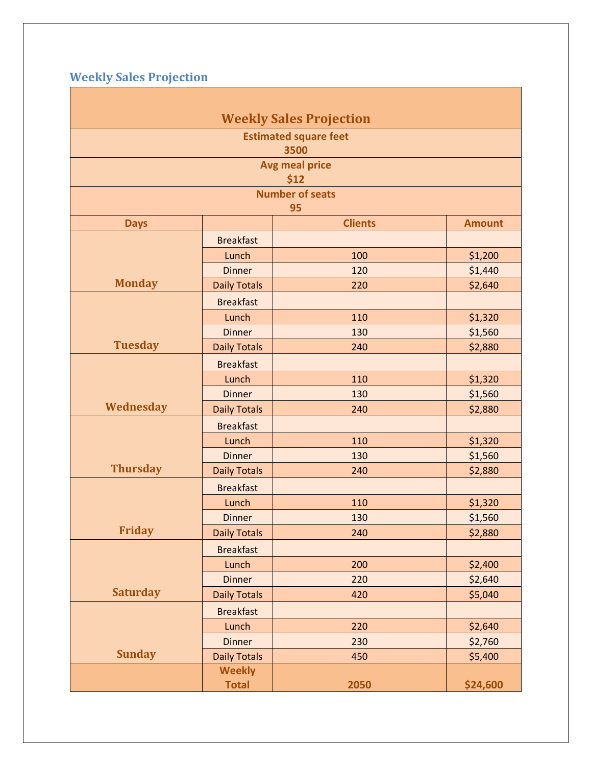## Weekly Sales Projection

| Weekly Sales Projection | | | |
|---|---|---|---|
| Estimated square feet 3500 | | | |
| Avg meal price $12 | | | |
| Number of seats 95 | | | |
| **Days** | | **Clients** | **Amount** |
| **Monday** | Breakfast | | |
| | Lunch | 100 | $1,200 |
| | Dinner | 120 | $1,440 |
| | Daily Totals | 220 | $2,640 |
| **Tuesday** | Breakfast | | |
| | Lunch | 110 | $1,320 |
| | Dinner | 130 | $1,560 |
| | Daily Totals | 240 | $2,880 |
| **Wednesday** | Breakfast | | |
| | Lunch | 110 | $1,320 |
| | Dinner | 130 | $1,560 |
| | Daily Totals | 240 | $2,880 |
| **Thursday** | Breakfast | | |
| | Lunch | 110 | $1,320 |
| | Dinner | 130 | $1,560 |
| | Daily Totals | 240 | $2,880 |
| **Friday** | Breakfast | | |
| | Lunch | 110 | $1,320 |
| | Dinner | 130 | $1,560 |
| | Daily Totals | 240 | $2,880 |
| **Saturday** | Breakfast | | |
| | Lunch | 200 | $2,400 |
| | Dinner | 220 | $2,640 |
| | Daily Totals | 420 | $5,040 |
| **Sunday** | Breakfast | | |
| | Lunch | 220 | $2,640 |
| | Dinner | 230 | $2,760 |
| | Daily Totals | 450 | $5,400 |
| | **Weekly Total** | **2050** | **$24,600** |